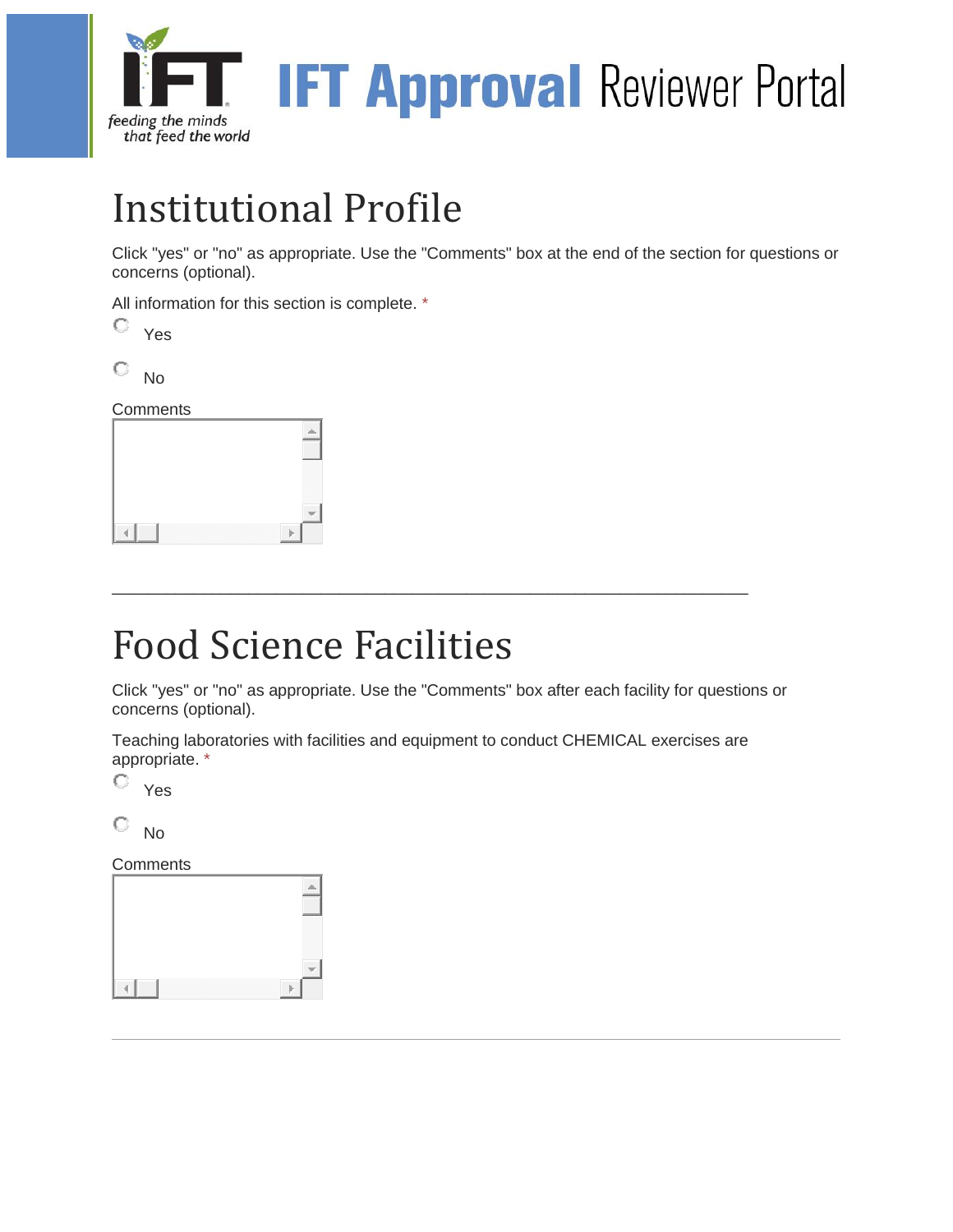# IFT Approval Reviewer Portal

## Institutional Profile

Click "yes" or "no" as appropriate. Use the "Comments" box at the end of the section for questions or concerns (optional).

All information for this section is complete. *

- Yes
- No

Comments

---

## Food Science Facilities

Click "yes" or "no" as appropriate. Use the "Comments" box after each facility for questions or concerns (optional).

Teaching laboratories with facilities and equipment to conduct CHEMICAL exercises are appropriate. *

- Yes
- No

Comments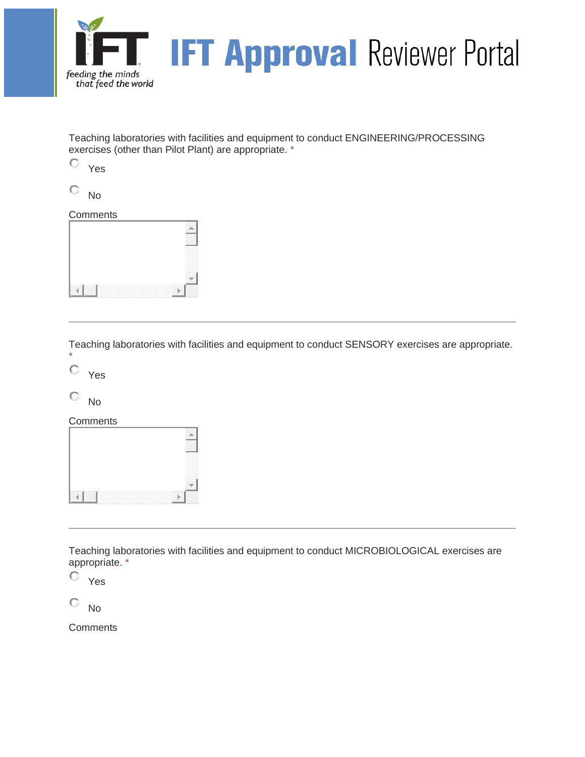Teaching laboratories with facilities and equipment to conduct ENGINEERING/PROCESSING exercises (other than Pilot Plant) are appropriate. *

- Yes
- No

Comments

---

Teaching laboratories with facilities and equipment to conduct SENSORY exercises are appropriate. *

- Yes
- No

Comments

---

Teaching laboratories with facilities and equipment to conduct MICROBIOLOGICAL exercises are appropriate. *

- Yes
- No

Comments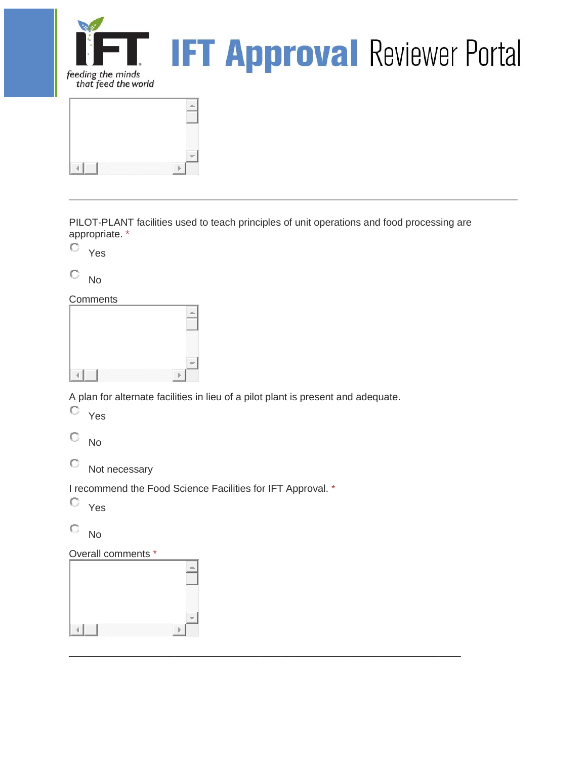# IFT Approval Reviewer Portal

---

PILOT-PLANT facilities used to teach principles of unit operations and food processing are appropriate. *

- Yes
- No

Comments

A plan for alternate facilities in lieu of a pilot plant is present and adequate.

- Yes
- No
- Not necessary

I recommend the Food Science Facilities for IFT Approval. *

- Yes
- No

Overall comments *

---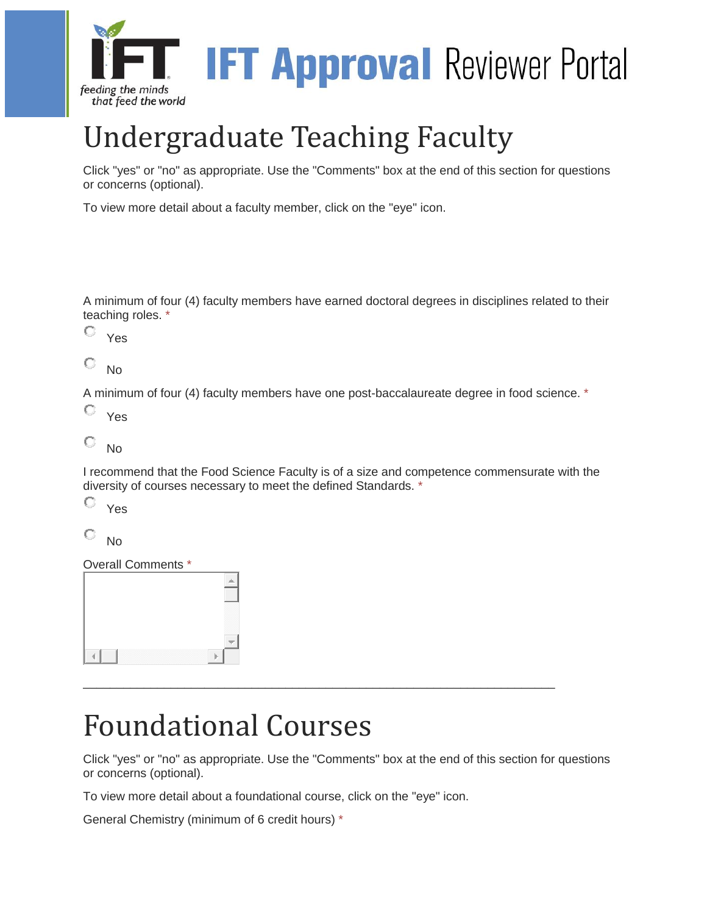# Undergraduate Teaching Faculty

Click "yes" or "no" as appropriate. Use the "Comments" box at the end of this section for questions or concerns (optional).

To view more detail about a faculty member, click on the "eye" icon.

A minimum of four (4) faculty members have earned doctoral degrees in disciplines related to their teaching roles. *

- Yes
- No

A minimum of four (4) faculty members have one post-baccalaureate degree in food science. *

- Yes
- No

I recommend that the Food Science Faculty is of a size and competence commensurate with the diversity of courses necessary to meet the defined Standards. *

- Yes
- No

Overall Comments *

---

# Foundational Courses

Click "yes" or "no" as appropriate. Use the "Comments" box at the end of this section for questions or concerns (optional).

To view more detail about a foundational course, click on the "eye" icon.

General Chemistry (minimum of 6 credit hours) *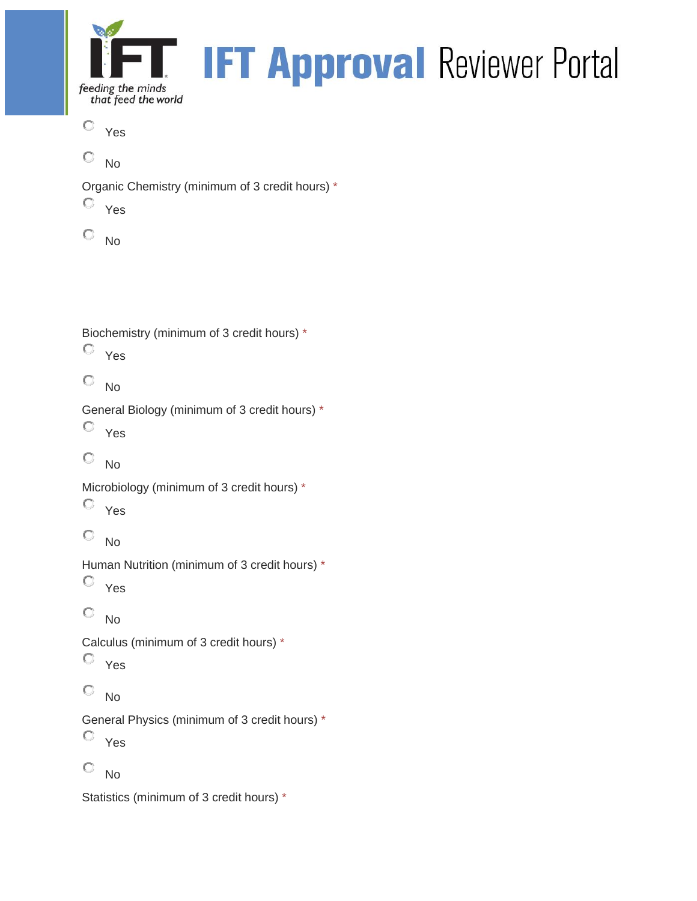- Yes
- No

Organic Chemistry (minimum of 3 credit hours) *

- Yes
- No

Biochemistry (minimum of 3 credit hours) *

- Yes
- No

General Biology (minimum of 3 credit hours) *

- Yes
- No

Microbiology (minimum of 3 credit hours) *

- Yes
- No

Human Nutrition (minimum of 3 credit hours) *

- Yes
- No

Calculus (minimum of 3 credit hours) *

- Yes
- No

General Physics (minimum of 3 credit hours) *

- Yes
- No

Statistics (minimum of 3 credit hours) *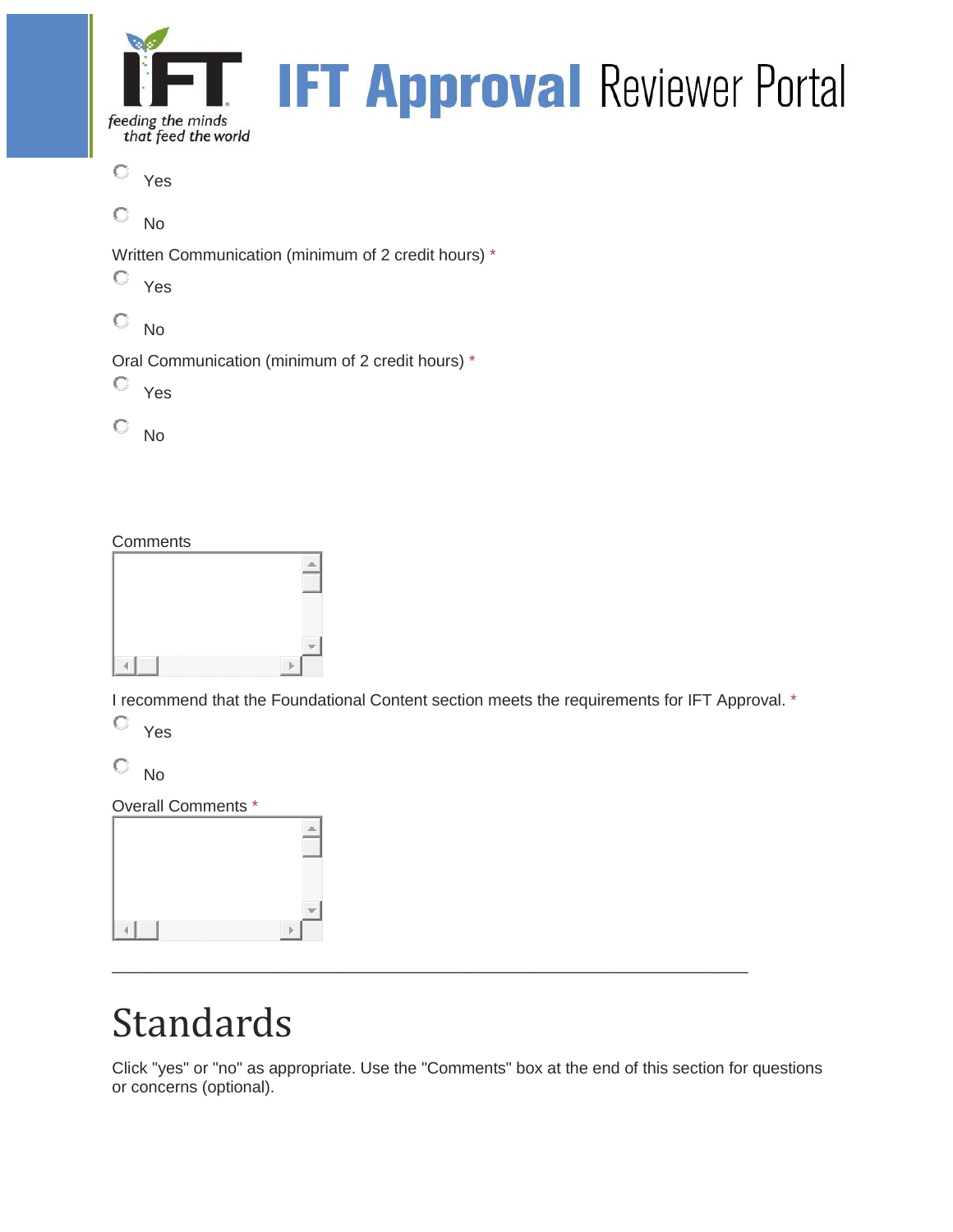Yes

No

Written Communication (minimum of 2 credit hours) *

Yes

No

Oral Communication (minimum of 2 credit hours) *

Yes

No

Comments

I recommend that the Foundational Content section meets the requirements for IFT Approval. *

Yes

No

Overall Comments *

---

# Standards

Click "yes" or "no" as appropriate. Use the "Comments" box at the end of this section for questions or concerns (optional).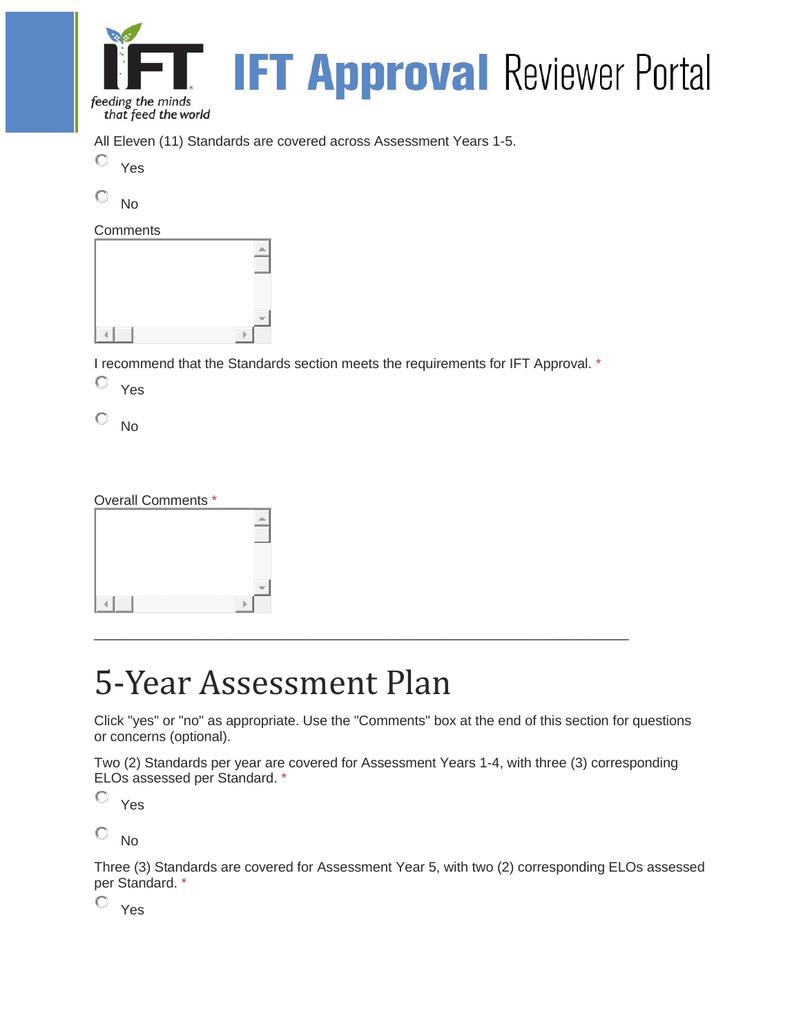All Eleven (11) Standards are covered across Assessment Years 1-5.

Yes

No

Comments

I recommend that the Standards section meets the requirements for IFT Approval. *

Yes

No

Overall Comments *

---

# 5-Year Assessment Plan

Click "yes" or "no" as appropriate. Use the "Comments" box at the end of this section for questions or concerns (optional).

Two (2) Standards per year are covered for Assessment Years 1-4, with three (3) corresponding ELOs assessed per Standard. *

Yes

No

Three (3) Standards are covered for Assessment Year 5, with two (2) corresponding ELOs assessed per Standard. *

Yes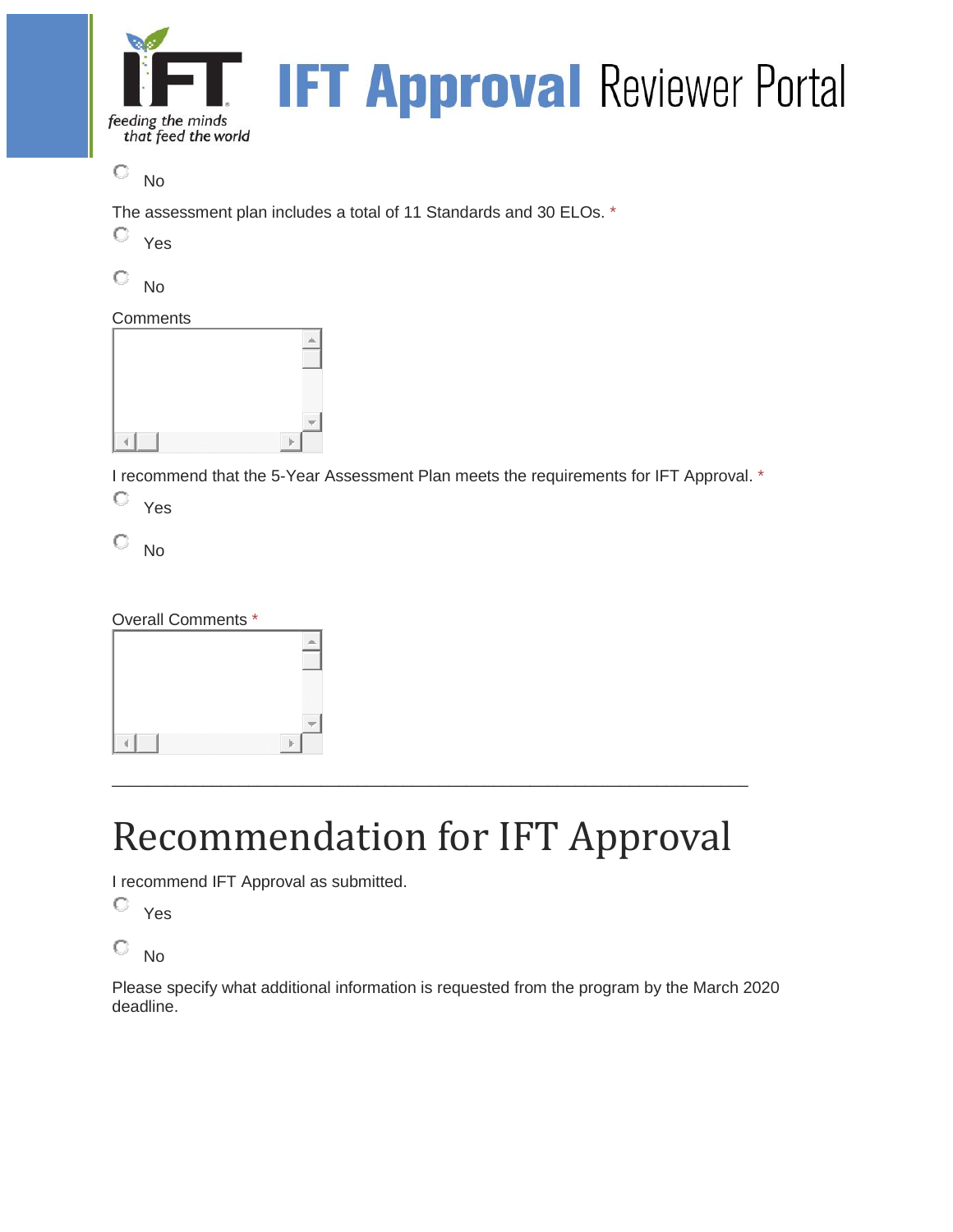No

The assessment plan includes a total of 11 Standards and 30 ELOs. *

Yes

No

Comments

I recommend that the 5-Year Assessment Plan meets the requirements for IFT Approval. *

Yes

No

Overall Comments *

---

# Recommendation for IFT Approval

I recommend IFT Approval as submitted.

Yes

No

Please specify what additional information is requested from the program by the March 2020 deadline.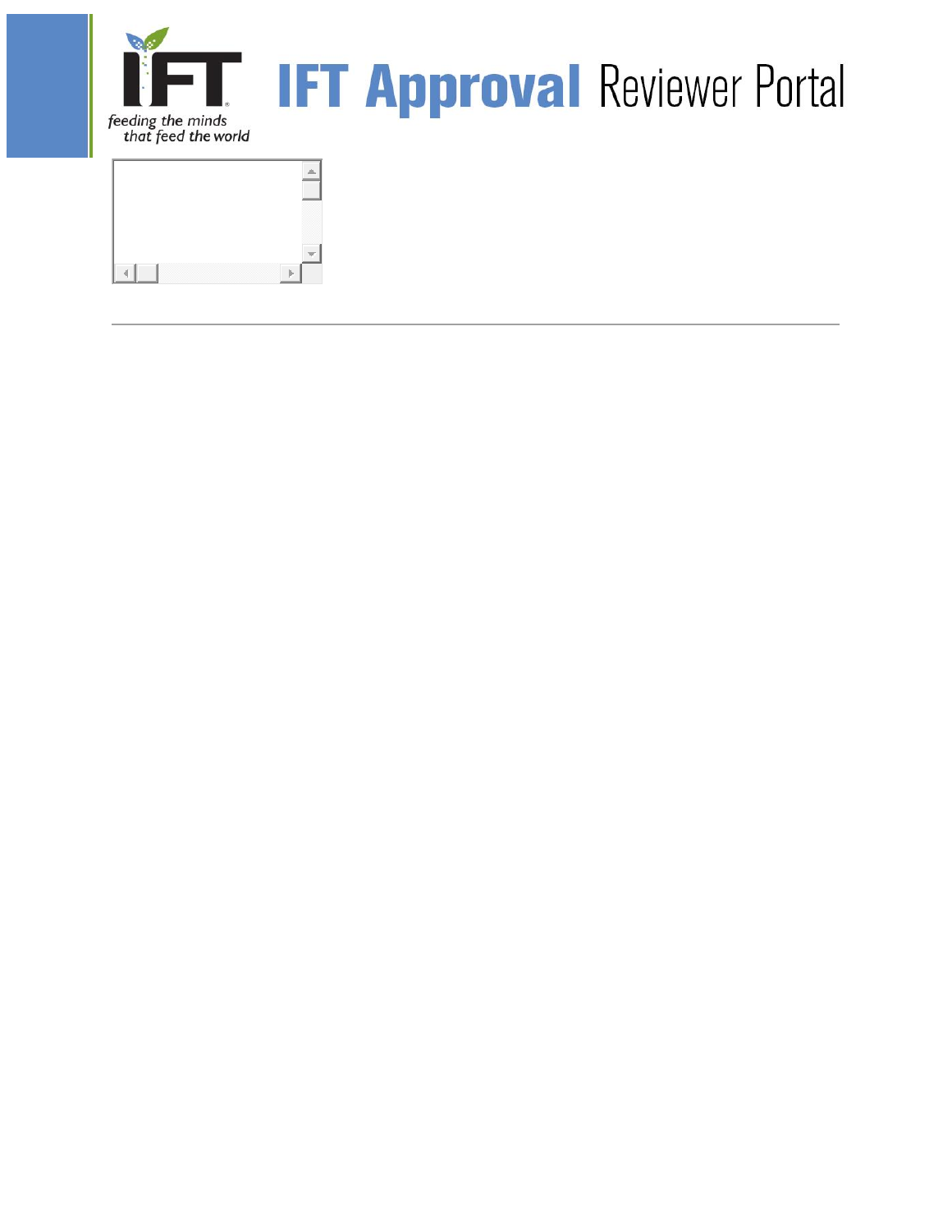feeding the minds that feed the world

# IFT Approval Reviewer Portal

---